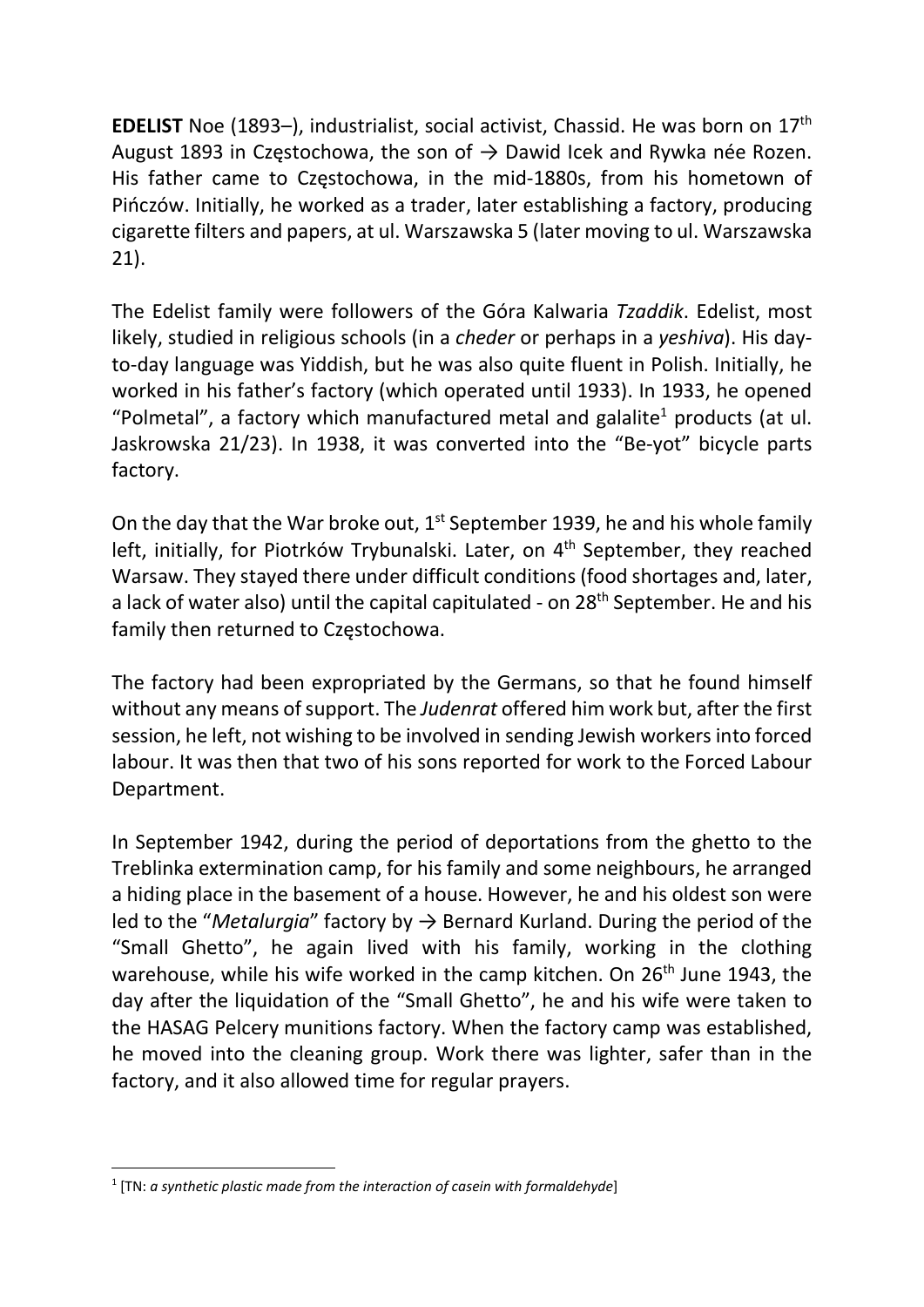**EDELIST** Noe (1893–), industrialist, social activist, Chassid. He was born on 17th August 1893 in Częstochowa, the son of → Dawid Icek and Rywka née Rozen. His father came to Częstochowa, in the mid-1880s, from his hometown of Pińczów. Initially, he worked as a trader, later establishing a factory, producing cigarette filters and papers, at ul. Warszawska 5 (later moving to ul. Warszawska 21).

The Edelist family were followers of the Góra Kalwaria *Tzaddik*. Edelist, most likely, studied in religious schools (in a *cheder* or perhaps in a *yeshiva*). His day-to-day language was Yiddish, but he was also quite fluent in Polish. Initially, he worked in his father's factory (which operated until 1933). In 1933, he opened "Polmetal", a factory which manufactured metal and galalite[1] products (at ul. Jaskrowska 21/23). In 1938, it was converted into the "Be-yot" bicycle parts factory.

On the day that the War broke out, 1st September 1939, he and his whole family left, initially, for Piotrków Trybunalski. Later, on 4th September, they reached Warsaw. They stayed there under difficult conditions (food shortages and, later, a lack of water also) until the capital capitulated - on 28th September. He and his family then returned to Częstochowa.

The factory had been expropriated by the Germans, so that he found himself without any means of support. The *Judenrat* offered him work but, after the first session, he left, not wishing to be involved in sending Jewish workers into forced labour. It was then that two of his sons reported for work to the Forced Labour Department.

In September 1942, during the period of deportations from the ghetto to the Treblinka extermination camp, for his family and some neighbours, he arranged a hiding place in the basement of a house. However, he and his oldest son were led to the "*Metalurgia*" factory by → Bernard Kurland. During the period of the "Small Ghetto", he again lived with his family, working in the clothing warehouse, while his wife worked in the camp kitchen. On 26th June 1943, the day after the liquidation of the "Small Ghetto", he and his wife were taken to the HASAG Pelcery munitions factory. When the factory camp was established, he moved into the cleaning group. Work there was lighter, safer than in the factory, and it also allowed time for regular prayers.

[1] [TN: *a synthetic plastic made from the interaction of casein with formaldehyde*]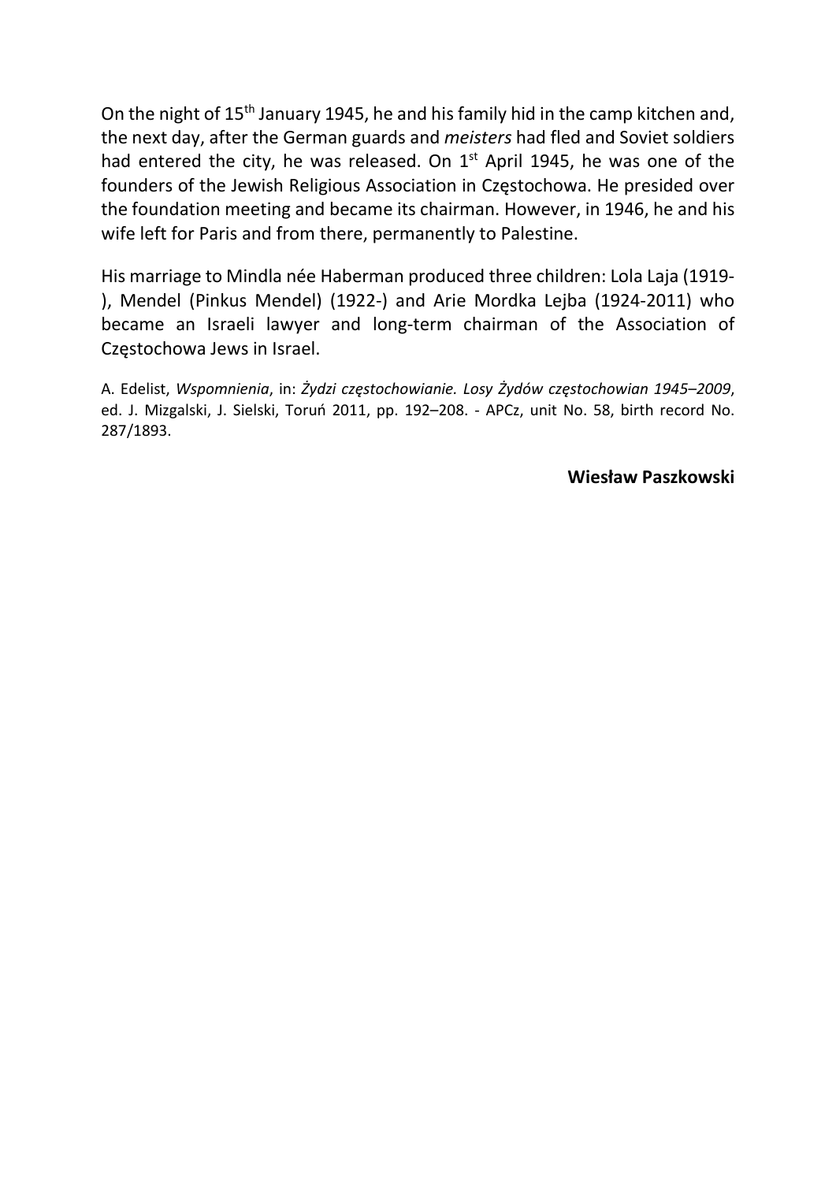On the night of 15th January 1945, he and his family hid in the camp kitchen and, the next day, after the German guards and *meisters* had fled and Soviet soldiers had entered the city, he was released. On 1st April 1945, he was one of the founders of the Jewish Religious Association in Częstochowa. He presided over the foundation meeting and became its chairman. However, in 1946, he and his wife left for Paris and from there, permanently to Palestine.

His marriage to Mindla née Haberman produced three children: Lola Laja (1919-), Mendel (Pinkus Mendel) (1922-) and Arie Mordka Lejba (1924-2011) who became an Israeli lawyer and long-term chairman of the Association of Częstochowa Jews in Israel.

A. Edelist, *Wspomnienia*, in: *Żydzi częstochowianie. Losy Żydów częstochowian 1945–2009*, ed. J. Mizgalski, J. Sielski, Toruń 2011, pp. 192–208. - APCz, unit No. 58, birth record No. 287/1893.

**Wiesław Paszkowski**